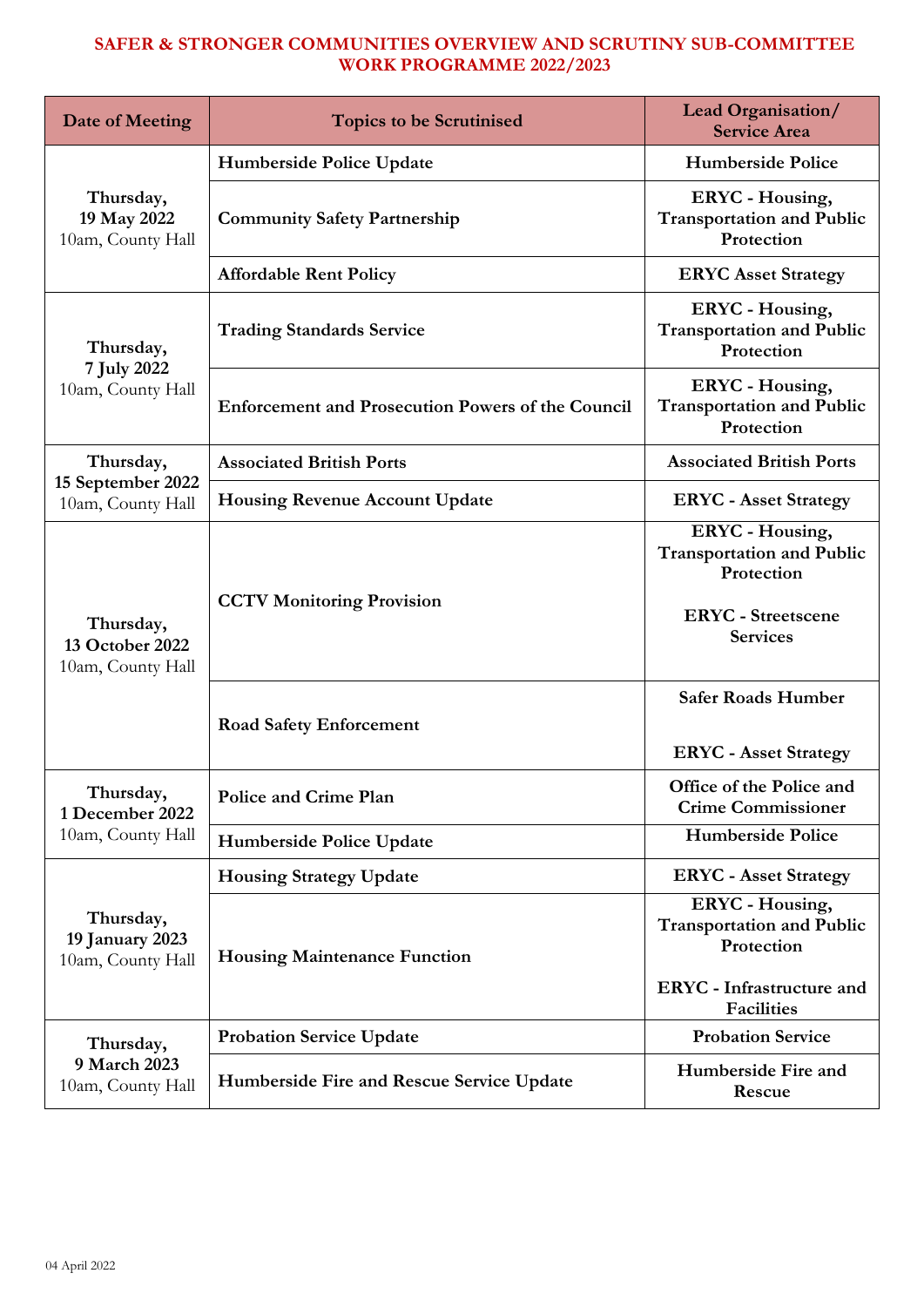# SAFER & STRONGER COMMUNITIES OVERVIEW AND SCRUTINY SUB-COMMITTEE WORK PROGRAMME 2022/2023

| Date of Meeting | Topics to be Scrutinised | Lead Organisation/ Service Area |
|---|---|---|
| **Thursday, 19 May 2022** 10am, County Hall | **Humberside Police Update** | **Humberside Police** |
| | **Community Safety Partnership** | **ERYC - Housing, Transportation and Public Protection** |
| | **Affordable Rent Policy** | **ERYC Asset Strategy** |
| **Thursday, 7 July 2022** 10am, County Hall | **Trading Standards Service** | **ERYC - Housing, Transportation and Public Protection** |
| | **Enforcement and Prosecution Powers of the Council** | **ERYC - Housing, Transportation and Public Protection** |
| **Thursday, 15 September 2022** 10am, County Hall | **Associated British Ports** | **Associated British Ports** |
| | **Housing Revenue Account Update** | **ERYC - Asset Strategy** |
| **Thursday, 13 October 2022** 10am, County Hall | **CCTV Monitoring Provision** | **ERYC - Housing, Transportation and Public Protection**<br><br>**ERYC - Streetscene Services** |
| | **Road Safety Enforcement** | **Safer Roads Humber**<br><br>**ERYC - Asset Strategy** |
| **Thursday, 1 December 2022** 10am, County Hall | **Police and Crime Plan** | **Office of the Police and Crime Commissioner** |
| | **Humberside Police Update** | **Humberside Police** |
| **Thursday, 19 January 2023** 10am, County Hall | **Housing Strategy Update** | **ERYC - Asset Strategy** |
| | **Housing Maintenance Function** | **ERYC - Housing, Transportation and Public Protection**<br><br>**ERYC - Infrastructure and Facilities** |
| **Thursday, 9 March 2023** 10am, County Hall | **Probation Service Update** | **Probation Service** |
| | **Humberside Fire and Rescue Service Update** | **Humberside Fire and Rescue** |

04 April 2022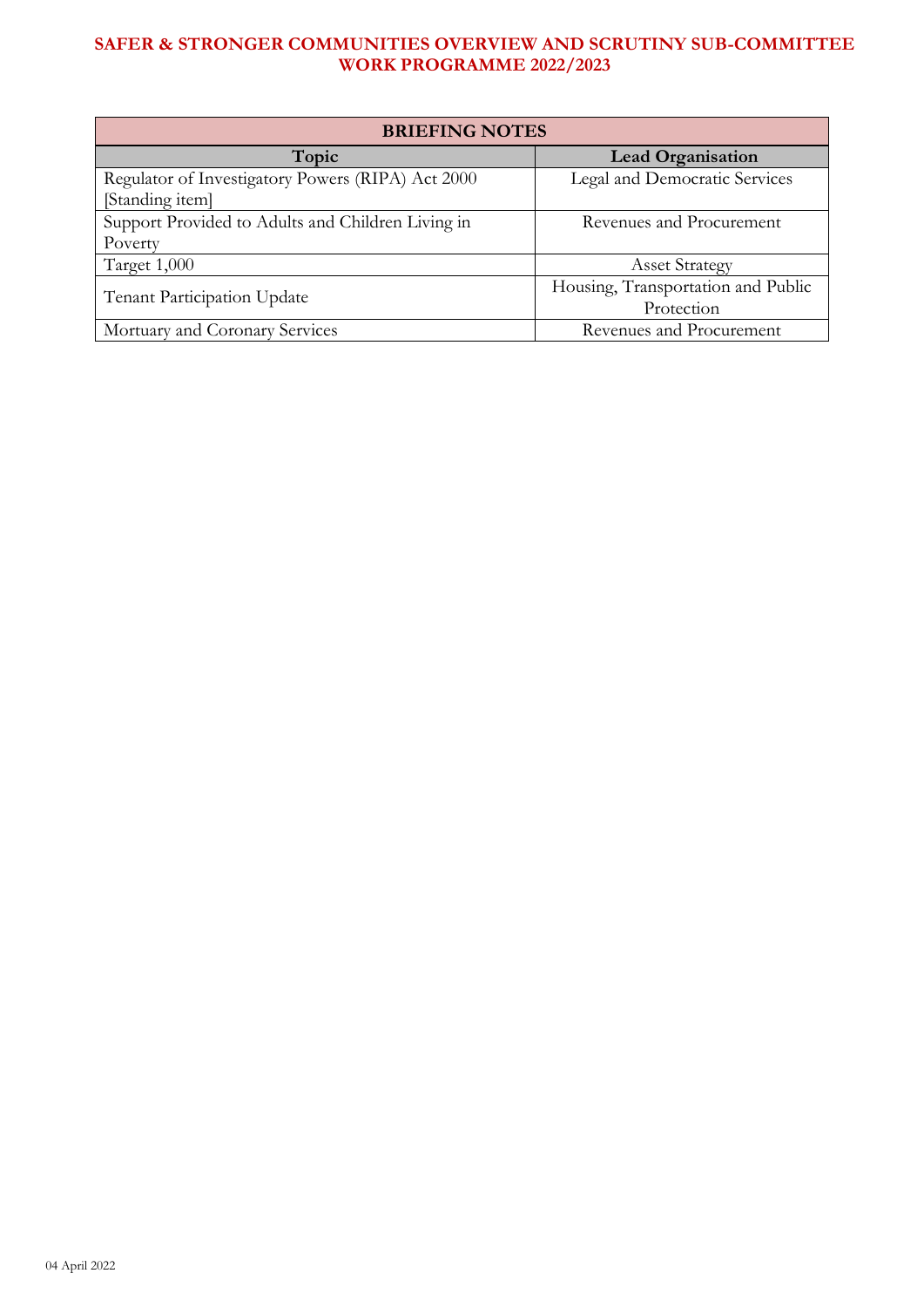# SAFER & STRONGER COMMUNITIES OVERVIEW AND SCRUTINY SUB-COMMITTEE WORK PROGRAMME 2022/2023

| BRIEFING NOTES | |
|---|---|
| **Topic** | **Lead Organisation** |
| Regulator of Investigatory Powers (RIPA) Act 2000 [Standing item] | Legal and Democratic Services |
| Support Provided to Adults and Children Living in Poverty | Revenues and Procurement |
| Target 1,000 | Asset Strategy |
| Tenant Participation Update | Housing, Transportation and Public Protection |
| Mortuary and Coronary Services | Revenues and Procurement |

04 April 2022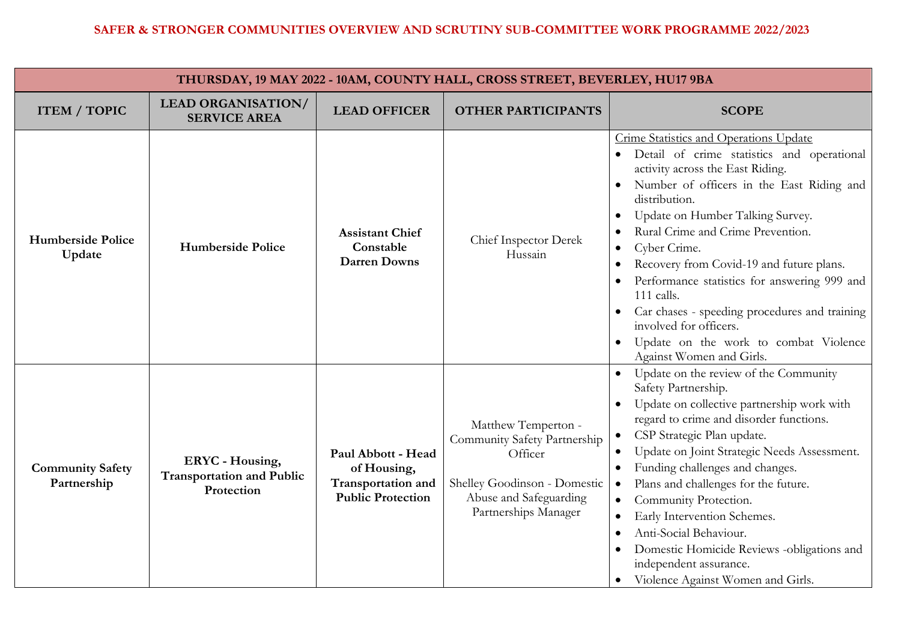## SAFER & STRONGER COMMUNITIES OVERVIEW AND SCRUTINY SUB-COMMITTEE WORK PROGRAMME 2022/2023

| THURSDAY, 19 MAY 2022 - 10AM, COUNTY HALL, CROSS STREET, BEVERLEY, HU17 9BA | | | | |
|---|---|---|---|---|
| **ITEM / TOPIC** | **LEAD ORGANISATION/ SERVICE AREA** | **LEAD OFFICER** | **OTHER PARTICIPANTS** | **SCOPE** |
| **Humberside Police Update** | **Humberside Police** | **Assistant Chief Constable Darren Downs** | Chief Inspector Derek Hussain | Crime Statistics and Operations Update<br>• Detail of crime statistics and operational activity across the East Riding.<br>• Number of officers in the East Riding and distribution.<br>• Update on Humber Talking Survey.<br>• Rural Crime and Crime Prevention.<br>• Cyber Crime.<br>• Recovery from Covid-19 and future plans.<br>• Performance statistics for answering 999 and 111 calls.<br>• Car chases - speeding procedures and training involved for officers.<br>• Update on the work to combat Violence Against Women and Girls. |
| **Community Safety Partnership** | **ERYC - Housing, Transportation and Public Protection** | **Paul Abbott - Head of Housing, Transportation and Public Protection** | Matthew Temperton - Community Safety Partnership Officer<br><br>Shelley Goodinson - Domestic Abuse and Safeguarding Partnerships Manager | • Update on the review of the Community Safety Partnership.<br>• Update on collective partnership work with regard to crime and disorder functions.<br>• CSP Strategic Plan update.<br>• Update on Joint Strategic Needs Assessment.<br>• Funding challenges and changes.<br>• Plans and challenges for the future.<br>• Community Protection.<br>• Early Intervention Schemes.<br>• Anti-Social Behaviour.<br>• Domestic Homicide Reviews -obligations and independent assurance.<br>• Violence Against Women and Girls. |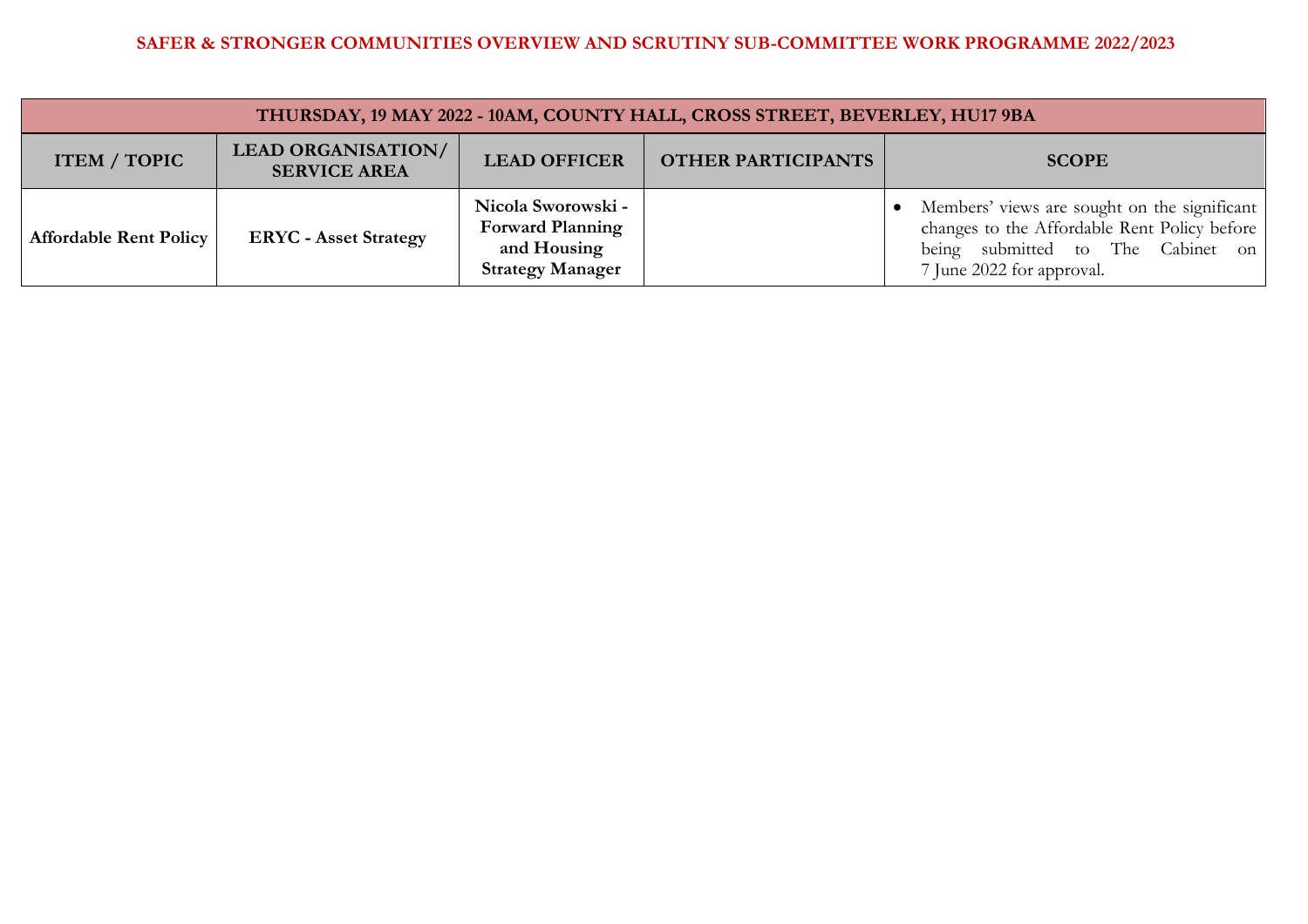# SAFER & STRONGER COMMUNITIES OVERVIEW AND SCRUTINY SUB-COMMITTEE WORK PROGRAMME 2022/2023

| THURSDAY, 19 MAY 2022 - 10AM, COUNTY HALL, CROSS STREET, BEVERLEY, HU17 9BA | | | | |
|---|---|---|---|---|
| **ITEM / TOPIC** | **LEAD ORGANISATION/ SERVICE AREA** | **LEAD OFFICER** | **OTHER PARTICIPANTS** | **SCOPE** |
| **Affordable Rent Policy** | **ERYC - Asset Strategy** | **Nicola Sworowski - Forward Planning and Housing Strategy Manager** | | • Members' views are sought on the significant changes to the Affordable Rent Policy before being submitted to The Cabinet on 7 June 2022 for approval. |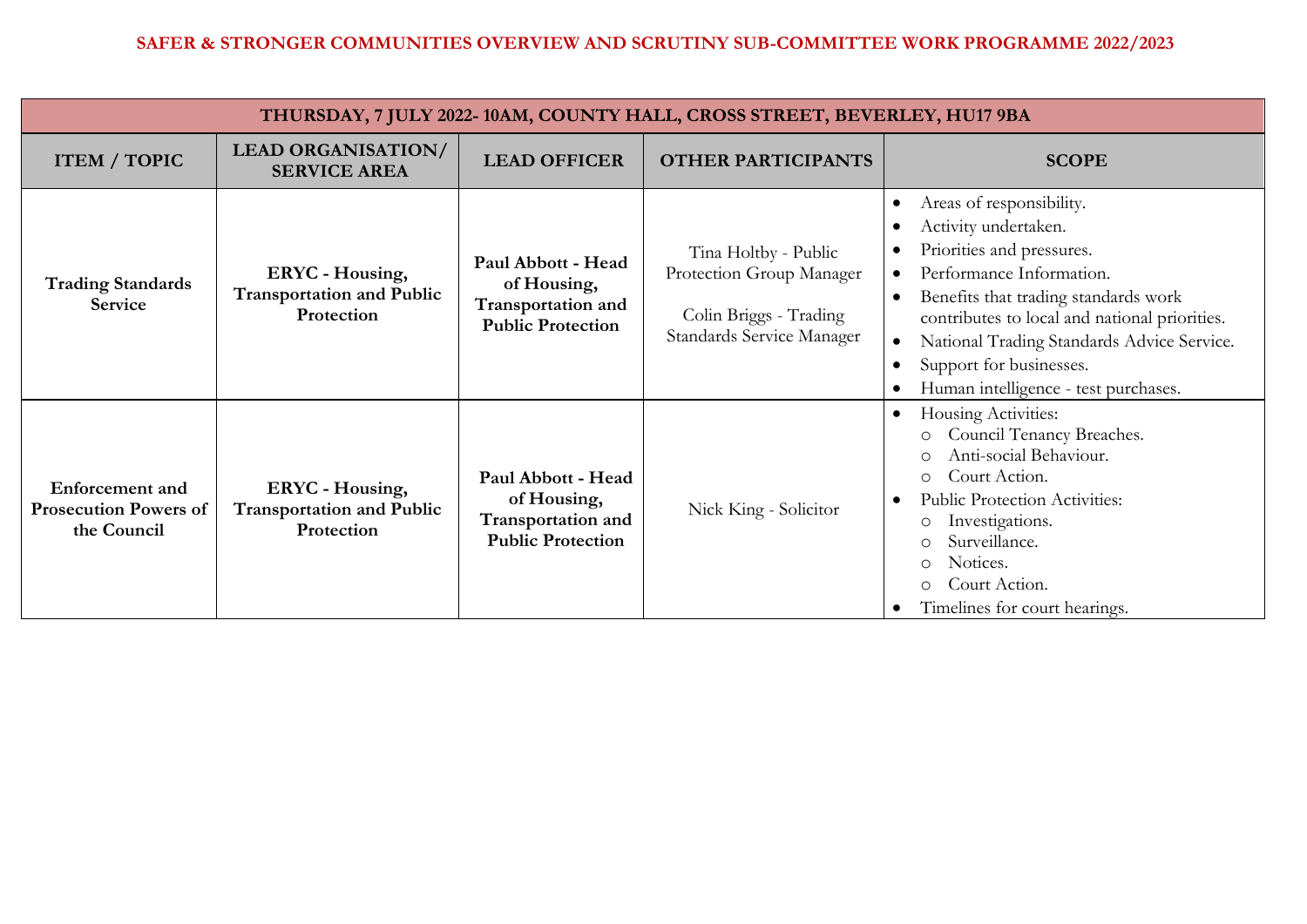# SAFER & STRONGER COMMUNITIES OVERVIEW AND SCRUTINY SUB-COMMITTEE WORK PROGRAMME 2022/2023

| THURSDAY, 7 JULY 2022- 10AM, COUNTY HALL, CROSS STREET, BEVERLEY, HU17 9BA | | | | |
|---|---|---|---|---|
| **ITEM / TOPIC** | **LEAD ORGANISATION/ SERVICE AREA** | **LEAD OFFICER** | **OTHER PARTICIPANTS** | **SCOPE** |
| **Trading Standards Service** | **ERYC - Housing, Transportation and Public Protection** | **Paul Abbott - Head of Housing, Transportation and Public Protection** | Tina Holtby - Public Protection Group Manager<br><br>Colin Briggs - Trading Standards Service Manager | • Areas of responsibility.<br>• Activity undertaken.<br>• Priorities and pressures.<br>• Performance Information.<br>• Benefits that trading standards work contributes to local and national priorities.<br>• National Trading Standards Advice Service.<br>• Support for businesses.<br>• Human intelligence - test purchases. |
| **Enforcement and Prosecution Powers of the Council** | **ERYC - Housing, Transportation and Public Protection** | **Paul Abbott - Head of Housing, Transportation and Public Protection** | Nick King - Solicitor | • Housing Activities:<br>  ○ Council Tenancy Breaches.<br>  ○ Anti-social Behaviour.<br>  ○ Court Action.<br>• Public Protection Activities:<br>  ○ Investigations.<br>  ○ Surveillance.<br>  ○ Notices.<br>  ○ Court Action.<br>• Timelines for court hearings. |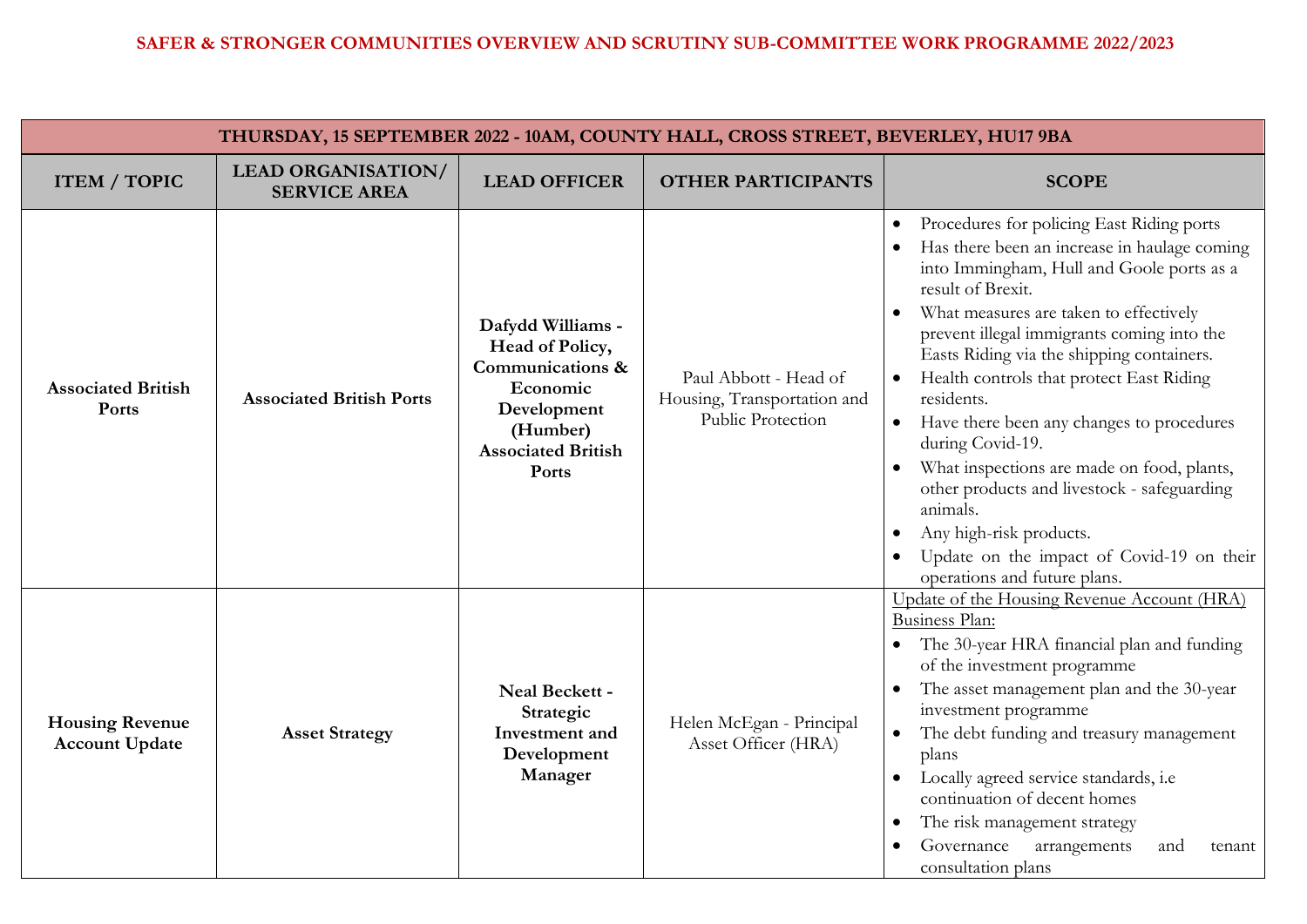# SAFER & STRONGER COMMUNITIES OVERVIEW AND SCRUTINY SUB-COMMITTEE WORK PROGRAMME 2022/2023

| THURSDAY, 15 SEPTEMBER 2022 - 10AM, COUNTY HALL, CROSS STREET, BEVERLEY, HU17 9BA | | | | |
|---|---|---|---|---|
| **ITEM / TOPIC** | **LEAD ORGANISATION/ SERVICE AREA** | **LEAD OFFICER** | **OTHER PARTICIPANTS** | **SCOPE** |
| **Associated British Ports** | **Associated British Ports** | **Dafydd Williams - Head of Policy, Communications & Economic Development (Humber) Associated British Ports** | Paul Abbott - Head of Housing, Transportation and Public Protection | • Procedures for policing East Riding ports<br>• Has there been an increase in haulage coming into Immingham, Hull and Goole ports as a result of Brexit.<br>• What measures are taken to effectively prevent illegal immigrants coming into the Easts Riding via the shipping containers.<br>• Health controls that protect East Riding residents.<br>• Have there been any changes to procedures during Covid-19.<br>• What inspections are made on food, plants, other products and livestock - safeguarding animals.<br>• Any high-risk products.<br>• Update on the impact of Covid-19 on their operations and future plans. |
| **Housing Revenue Account Update** | **Asset Strategy** | **Neal Beckett - Strategic Investment and Development Manager** | Helen McEgan - Principal Asset Officer (HRA) | Update of the Housing Revenue Account (HRA) Business Plan:<br>• The 30-year HRA financial plan and funding of the investment programme<br>• The asset management plan and the 30-year investment programme<br>• The debt funding and treasury management plans<br>• Locally agreed service standards, i.e continuation of decent homes<br>• The risk management strategy<br>• Governance arrangements and tenant consultation plans |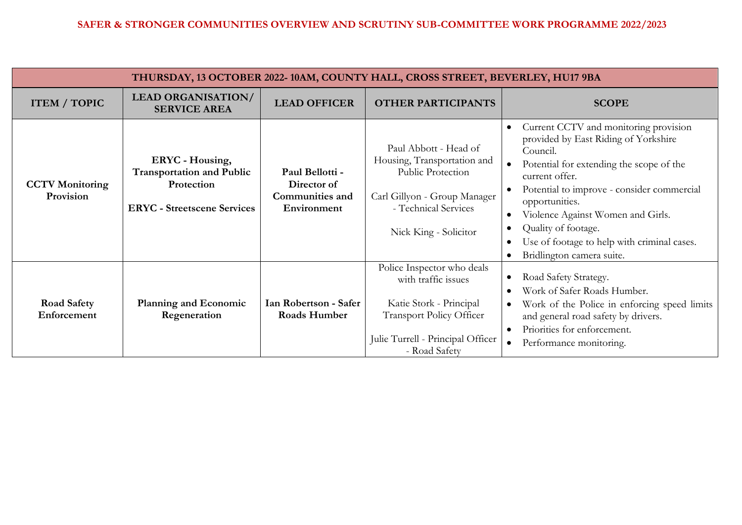# SAFER & STRONGER COMMUNITIES OVERVIEW AND SCRUTINY SUB-COMMITTEE WORK PROGRAMME 2022/2023

| THURSDAY, 13 OCTOBER 2022- 10AM, COUNTY HALL, CROSS STREET, BEVERLEY, HU17 9BA | | | | |
|---|---|---|---|---|
| **ITEM / TOPIC** | **LEAD ORGANISATION/ SERVICE AREA** | **LEAD OFFICER** | **OTHER PARTICIPANTS** | **SCOPE** |
| **CCTV Monitoring Provision** | **ERYC - Housing, Transportation and Public Protection**<br><br>**ERYC - Streetscene Services** | **Paul Bellotti - Director of Communities and Environment** | Paul Abbott - Head of Housing, Transportation and Public Protection<br><br>Carl Gillyon - Group Manager - Technical Services<br><br>Nick King - Solicitor | • Current CCTV and monitoring provision provided by East Riding of Yorkshire Council.<br>• Potential for extending the scope of the current offer.<br>• Potential to improve - consider commercial opportunities.<br>• Violence Against Women and Girls.<br>• Quality of footage.<br>• Use of footage to help with criminal cases.<br>• Bridlington camera suite. |
| **Road Safety Enforcement** | **Planning and Economic Regeneration** | **Ian Robertson - Safer Roads Humber** | Police Inspector who deals with traffic issues<br><br>Katie Stork - Principal Transport Policy Officer<br><br>Julie Turrell - Principal Officer - Road Safety | • Road Safety Strategy.<br>• Work of Safer Roads Humber.<br>• Work of the Police in enforcing speed limits and general road safety by drivers.<br>• Priorities for enforcement.<br>• Performance monitoring. |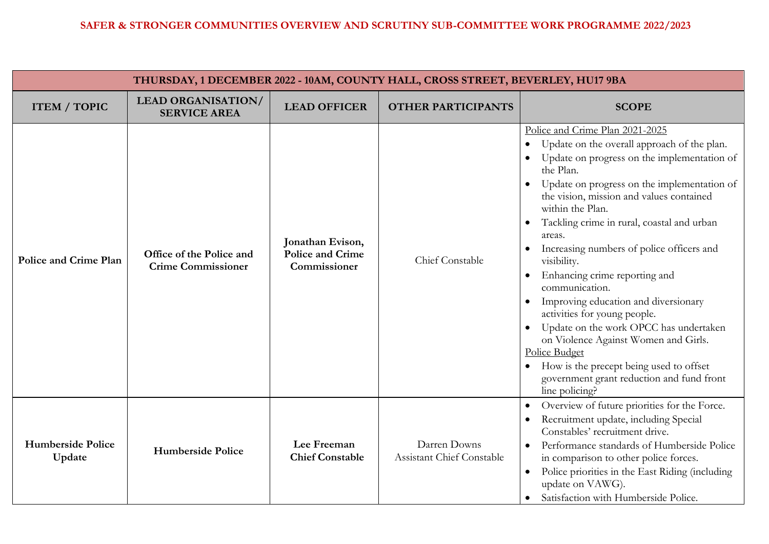# SAFER & STRONGER COMMUNITIES OVERVIEW AND SCRUTINY SUB-COMMITTEE WORK PROGRAMME 2022/2023

| THURSDAY, 1 DECEMBER 2022 - 10AM, COUNTY HALL, CROSS STREET, BEVERLEY, HU17 9BA | | | | |
|---|---|---|---|---|
| **ITEM / TOPIC** | **LEAD ORGANISATION/ SERVICE AREA** | **LEAD OFFICER** | **OTHER PARTICIPANTS** | **SCOPE** |
| **Police and Crime Plan** | **Office of the Police and Crime Commissioner** | **Jonathan Evison, Police and Crime Commissioner** | Chief Constable | Police and Crime Plan 2021-2025<br>• Update on the overall approach of the plan.<br>• Update on progress on the implementation of the Plan.<br>• Update on progress on the implementation of the vision, mission and values contained within the Plan.<br>• Tackling crime in rural, coastal and urban areas.<br>• Increasing numbers of police officers and visibility.<br>• Enhancing crime reporting and communication.<br>• Improving education and diversionary activities for young people.<br>• Update on the work OPCC has undertaken on Violence Against Women and Girls.<br>Police Budget<br>• How is the precept being used to offset government grant reduction and fund front line policing? |
| **Humberside Police Update** | **Humberside Police** | **Lee Freeman Chief Constable** | Darren Downs Assistant Chief Constable | • Overview of future priorities for the Force.<br>• Recruitment update, including Special Constables' recruitment drive.<br>• Performance standards of Humberside Police in comparison to other police forces.<br>• Police priorities in the East Riding (including update on VAWG).<br>• Satisfaction with Humberside Police. |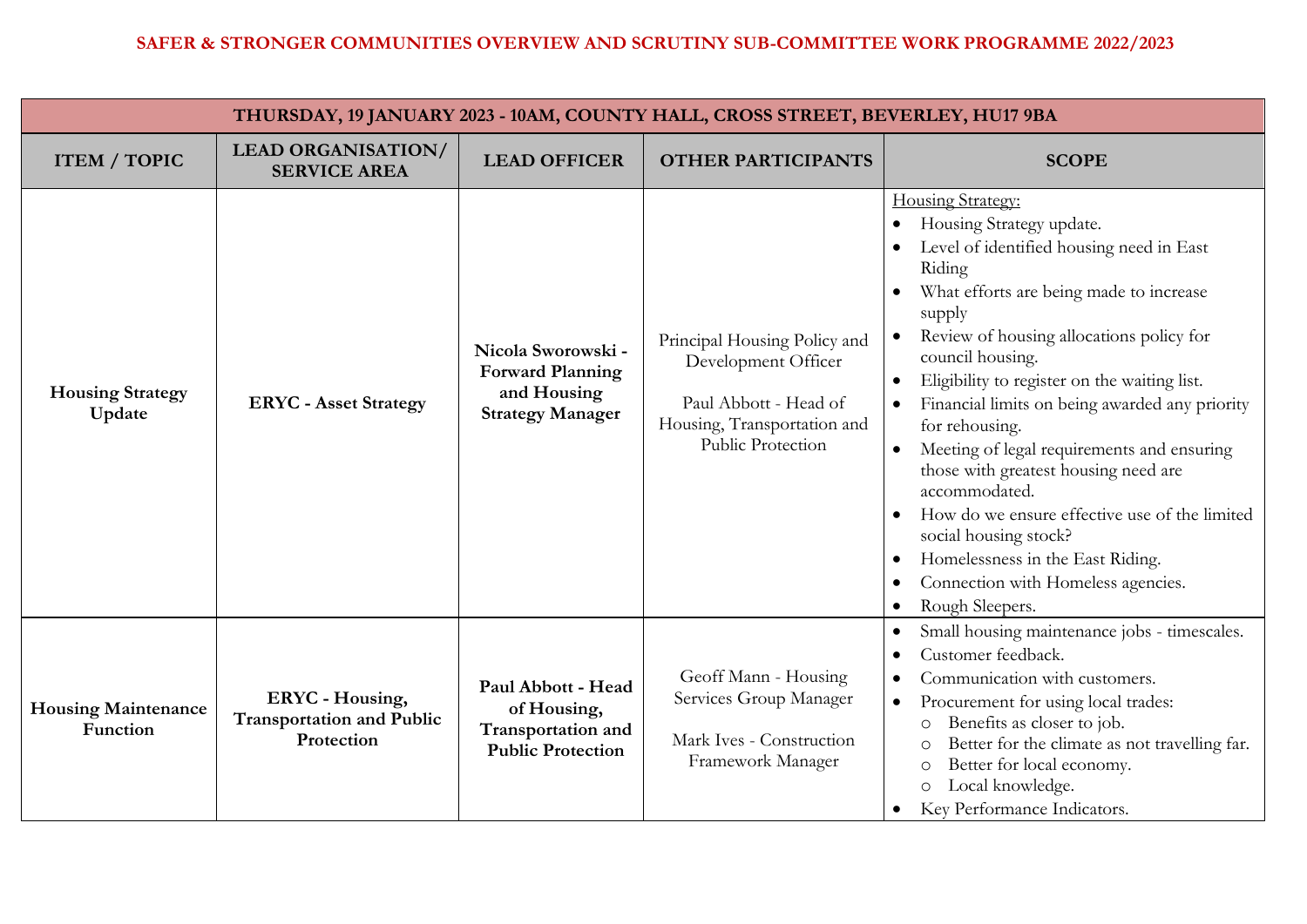# SAFER & STRONGER COMMUNITIES OVERVIEW AND SCRUTINY SUB-COMMITTEE WORK PROGRAMME 2022/2023

| THURSDAY, 19 JANUARY 2023 - 10AM, COUNTY HALL, CROSS STREET, BEVERLEY, HU17 9BA | | | | |
|---|---|---|---|---|
| **ITEM / TOPIC** | **LEAD ORGANISATION/ SERVICE AREA** | **LEAD OFFICER** | **OTHER PARTICIPANTS** | **SCOPE** |
| **Housing Strategy Update** | **ERYC - Asset Strategy** | **Nicola Sworowski - Forward Planning and Housing Strategy Manager** | Principal Housing Policy and Development Officer<br><br>Paul Abbott - Head of Housing, Transportation and Public Protection | Housing Strategy:<br>• Housing Strategy update.<br>• Level of identified housing need in East Riding<br>• What efforts are being made to increase supply<br>• Review of housing allocations policy for council housing.<br>• Eligibility to register on the waiting list.<br>• Financial limits on being awarded any priority for rehousing.<br>• Meeting of legal requirements and ensuring those with greatest housing need are accommodated.<br>• How do we ensure effective use of the limited social housing stock?<br>• Homelessness in the East Riding.<br>• Connection with Homeless agencies.<br>• Rough Sleepers. |
| **Housing Maintenance Function** | **ERYC - Housing, Transportation and Public Protection** | **Paul Abbott - Head of Housing, Transportation and Public Protection** | Geoff Mann - Housing Services Group Manager<br><br>Mark Ives - Construction Framework Manager | • Small housing maintenance jobs - timescales.<br>• Customer feedback.<br>• Communication with customers.<br>• Procurement for using local trades:<br>  ○ Benefits as closer to job.<br>  ○ Better for the climate as not travelling far.<br>  ○ Better for local economy.<br>  ○ Local knowledge.<br>• Key Performance Indicators. |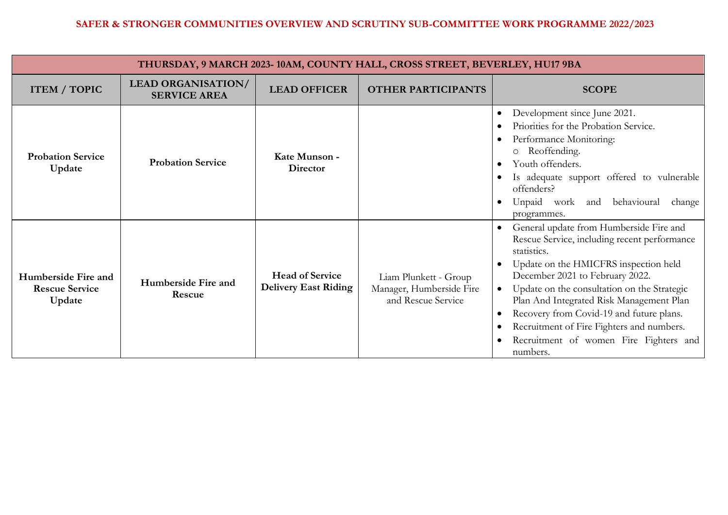# SAFER & STRONGER COMMUNITIES OVERVIEW AND SCRUTINY SUB-COMMITTEE WORK PROGRAMME 2022/2023

| THURSDAY, 9 MARCH 2023- 10AM, COUNTY HALL, CROSS STREET, BEVERLEY, HU17 9BA | | | | |
|---|---|---|---|---|
| **ITEM / TOPIC** | **LEAD ORGANISATION/ SERVICE AREA** | **LEAD OFFICER** | **OTHER PARTICIPANTS** | **SCOPE** |
| **Probation Service Update** | **Probation Service** | **Kate Munson - Director** | | • Development since June 2021.<br>• Priorities for the Probation Service.<br>• Performance Monitoring:<br>&nbsp;&nbsp;&nbsp;&nbsp;○ Reoffending.<br>• Youth offenders.<br>• Is adequate support offered to vulnerable offenders?<br>• Unpaid work and behavioural change programmes. |
| **Humberside Fire and Rescue Service Update** | **Humberside Fire and Rescue** | **Head of Service Delivery East Riding** | Liam Plunkett - Group Manager, Humberside Fire and Rescue Service | • General update from Humberside Fire and Rescue Service, including recent performance statistics.<br>• Update on the HMICFRS inspection held December 2021 to February 2022.<br>• Update on the consultation on the Strategic Plan And Integrated Risk Management Plan<br>• Recovery from Covid-19 and future plans.<br>• Recruitment of Fire Fighters and numbers.<br>• Recruitment of women Fire Fighters and numbers. |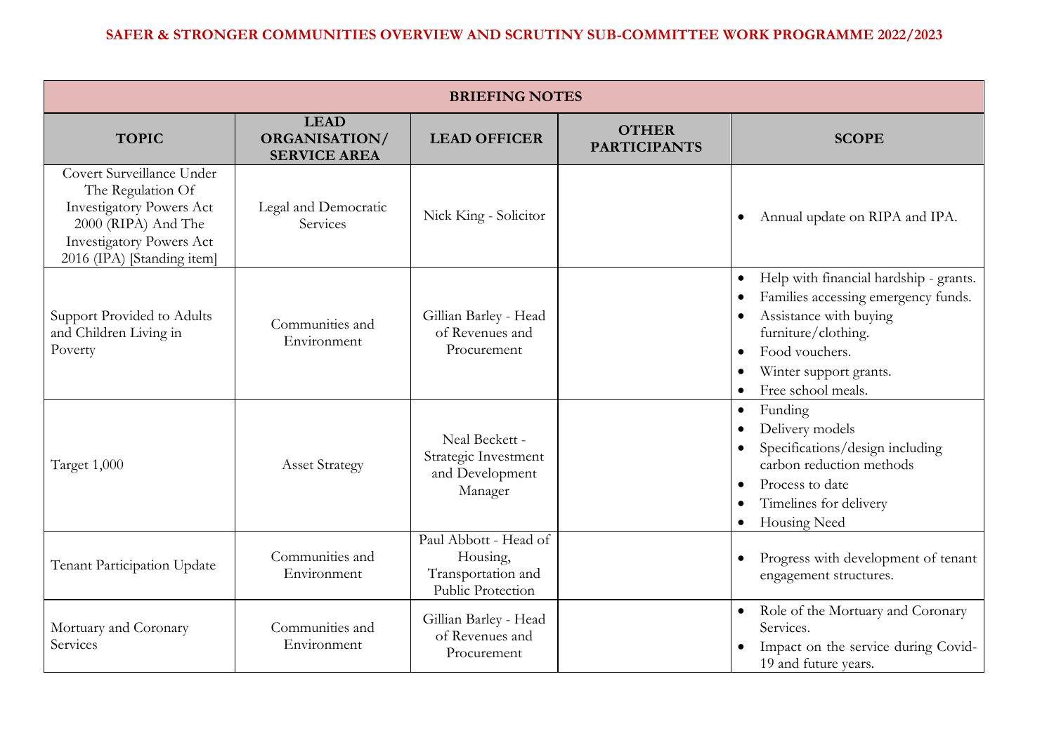# SAFER & STRONGER COMMUNITIES OVERVIEW AND SCRUTINY SUB-COMMITTEE WORK PROGRAMME 2022/2023

| BRIEFING NOTES | | | | |
|---|---|---|---|---|
| **TOPIC** | **LEAD ORGANISATION/ SERVICE AREA** | **LEAD OFFICER** | **OTHER PARTICIPANTS** | **SCOPE** |
| Covert Surveillance Under The Regulation Of Investigatory Powers Act 2000 (RIPA) And The Investigatory Powers Act 2016 (IPA) [Standing item] | Legal and Democratic Services | Nick King - Solicitor | | • Annual update on RIPA and IPA. |
| Support Provided to Adults and Children Living in Poverty | Communities and Environment | Gillian Barley - Head of Revenues and Procurement | | • Help with financial hardship - grants.<br>• Families accessing emergency funds.<br>• Assistance with buying furniture/clothing.<br>• Food vouchers.<br>• Winter support grants.<br>• Free school meals. |
| Target 1,000 | Asset Strategy | Neal Beckett - Strategic Investment and Development Manager | | • Funding<br>• Delivery models<br>• Specifications/design including carbon reduction methods<br>• Process to date<br>• Timelines for delivery<br>• Housing Need |
| Tenant Participation Update | Communities and Environment | Paul Abbott - Head of Housing, Transportation and Public Protection | | • Progress with development of tenant engagement structures. |
| Mortuary and Coronary Services | Communities and Environment | Gillian Barley - Head of Revenues and Procurement | | • Role of the Mortuary and Coronary Services.<br>• Impact on the service during Covid-19 and future years. |